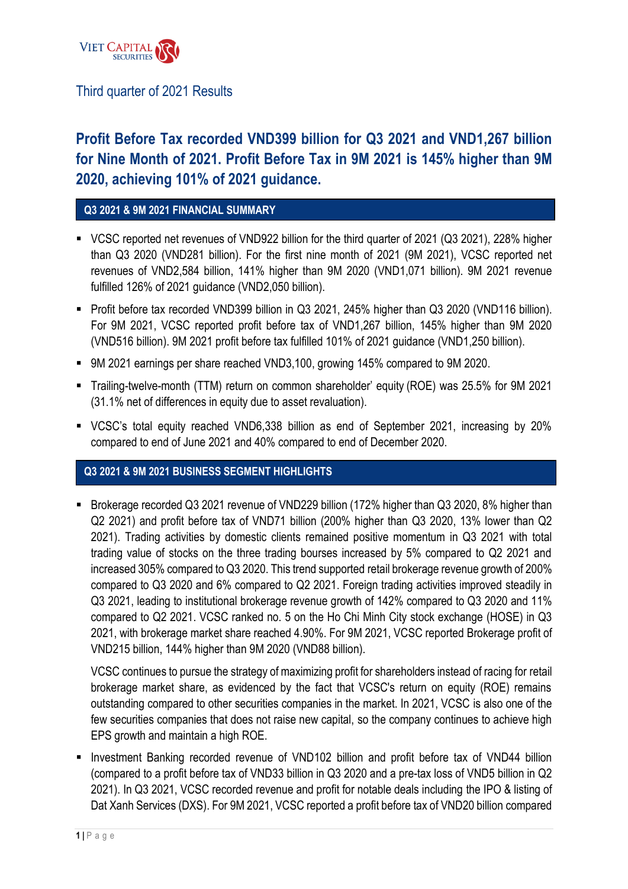Third quarter of 2021 Results

# Profit Before Tax recorded VND399 billion for Q3 2021 and VND1,267 billion for Nine Month of 2021. Profit Before Tax in 9M 2021 is 145% higher than 9M 2020, achieving 101% of 2021 guidance.

## Q3 2021 & 9M 2021 FINANCIAL SUMMARY

- VCSC reported net revenues of VND922 billion for the third quarter of 2021 (Q3 2021), 228% higher than Q3 2020 (VND281 billion). For the first nine month of 2021 (9M 2021), VCSC reported net revenues of VND2,584 billion, 141% higher than 9M 2020 (VND1,071 billion). 9M 2021 revenue fulfilled 126% of 2021 guidance (VND2,050 billion).
- Profit before tax recorded VND399 billion in Q3 2021, 245% higher than Q3 2020 (VND116 billion). For 9M 2021, VCSC reported profit before tax of VND1,267 billion, 145% higher than 9M 2020 (VND516 billion). 9M 2021 profit before tax fulfilled 101% of 2021 guidance (VND1,250 billion).
- 9M 2021 earnings per share reached VND3,100, growing 145% compared to 9M 2020.
- Trailing-twelve-month (TTM) return on common shareholder' equity (ROE) was 25.5% for 9M 2021 (31.1% net of differences in equity due to asset revaluation).
- VCSC's total equity reached VND6,338 billion as end of September 2021, increasing by 20% compared to end of June 2021 and 40% compared to end of December 2020.

## Q3 2021 & 9M 2021 BUSINESS SEGMENT HIGHLIGHTS

- Brokerage recorded Q3 2021 revenue of VND229 billion (172% higher than Q3 2020, 8% higher than Q2 2021) and profit before tax of VND71 billion (200% higher than Q3 2020, 13% lower than Q2 2021). Trading activities by domestic clients remained positive momentum in Q3 2021 with total trading value of stocks on the three trading bourses increased by 5% compared to Q2 2021 and increased 305% compared to Q3 2020. This trend supported retail brokerage revenue growth of 200% compared to Q3 2020 and 6% compared to Q2 2021. Foreign trading activities improved steadily in Q3 2021, leading to institutional brokerage revenue growth of 142% compared to Q3 2020 and 11% compared to Q2 2021. VCSC ranked no. 5 on the Ho Chi Minh City stock exchange (HOSE) in Q3 2021, with brokerage market share reached 4.90%. For 9M 2021, VCSC reported Brokerage profit of VND215 billion, 144% higher than 9M 2020 (VND88 billion).

  VCSC continues to pursue the strategy of maximizing profit for shareholders instead of racing for retail brokerage market share, as evidenced by the fact that VCSC's return on equity (ROE) remains outstanding compared to other securities companies in the market. In 2021, VCSC is also one of the few securities companies that does not raise new capital, so the company continues to achieve high EPS growth and maintain a high ROE.

- Investment Banking recorded revenue of VND102 billion and profit before tax of VND44 billion (compared to a profit before tax of VND33 billion in Q3 2020 and a pre-tax loss of VND5 billion in Q2 2021). In Q3 2021, VCSC recorded revenue and profit for notable deals including the IPO & listing of Dat Xanh Services (DXS). For 9M 2021, VCSC reported a profit before tax of VND20 billion compared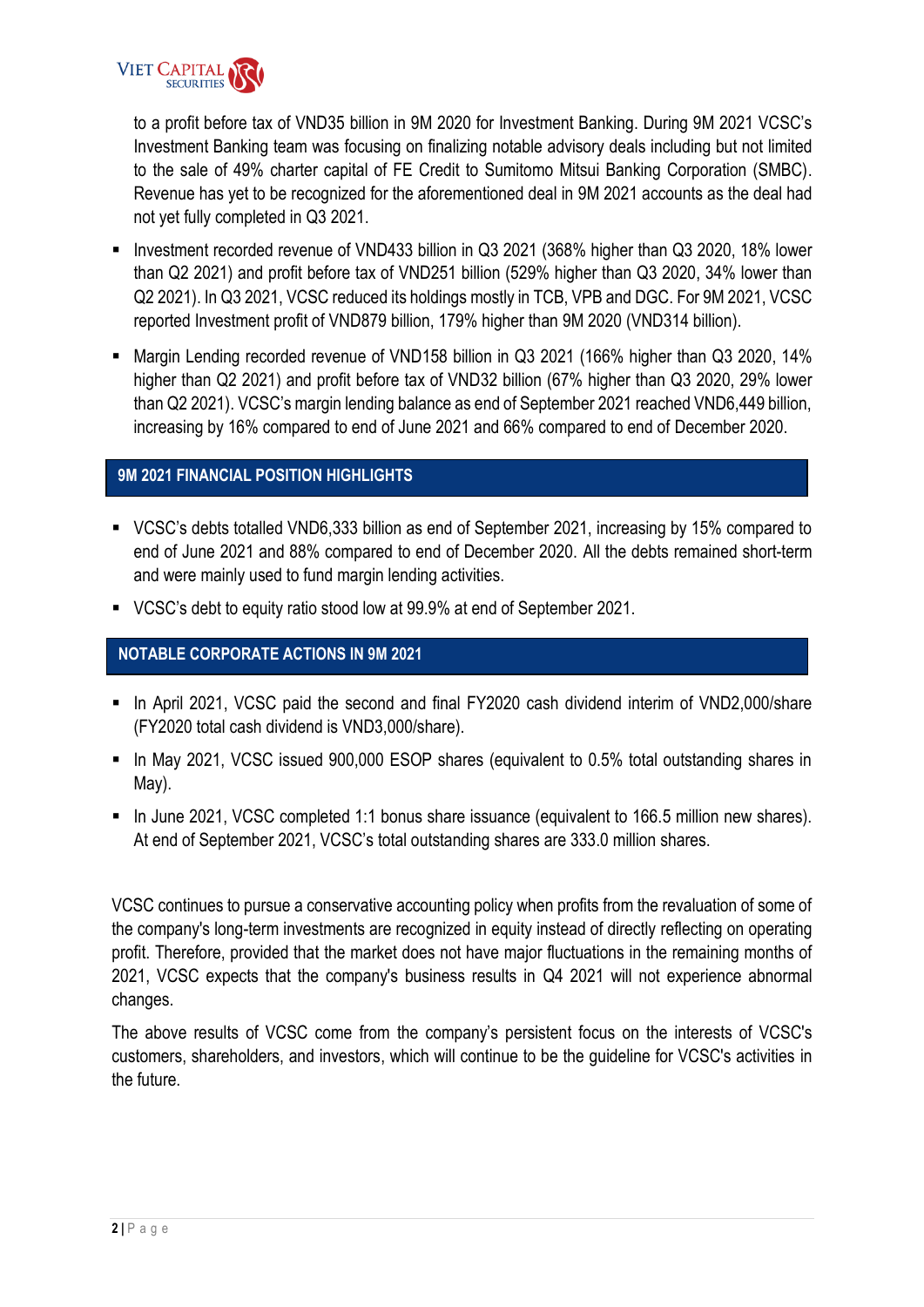to a profit before tax of VND35 billion in 9M 2020 for Investment Banking. During 9M 2021 VCSC's Investment Banking team was focusing on finalizing notable advisory deals including but not limited to the sale of 49% charter capital of FE Credit to Sumitomo Mitsui Banking Corporation (SMBC). Revenue has yet to be recognized for the aforementioned deal in 9M 2021 accounts as the deal had not yet fully completed in Q3 2021.

- Investment recorded revenue of VND433 billion in Q3 2021 (368% higher than Q3 2020, 18% lower than Q2 2021) and profit before tax of VND251 billion (529% higher than Q3 2020, 34% lower than Q2 2021). In Q3 2021, VCSC reduced its holdings mostly in TCB, VPB and DGC. For 9M 2021, VCSC reported Investment profit of VND879 billion, 179% higher than 9M 2020 (VND314 billion).
- Margin Lending recorded revenue of VND158 billion in Q3 2021 (166% higher than Q3 2020, 14% higher than Q2 2021) and profit before tax of VND32 billion (67% higher than Q3 2020, 29% lower than Q2 2021). VCSC's margin lending balance as end of September 2021 reached VND6,449 billion, increasing by 16% compared to end of June 2021 and 66% compared to end of December 2020.

## 9M 2021 FINANCIAL POSITION HIGHLIGHTS

- VCSC's debts totalled VND6,333 billion as end of September 2021, increasing by 15% compared to end of June 2021 and 88% compared to end of December 2020. All the debts remained short-term and were mainly used to fund margin lending activities.
- VCSC's debt to equity ratio stood low at 99.9% at end of September 2021.

## NOTABLE CORPORATE ACTIONS IN 9M 2021

- In April 2021, VCSC paid the second and final FY2020 cash dividend interim of VND2,000/share (FY2020 total cash dividend is VND3,000/share).
- In May 2021, VCSC issued 900,000 ESOP shares (equivalent to 0.5% total outstanding shares in May).
- In June 2021, VCSC completed 1:1 bonus share issuance (equivalent to 166.5 million new shares). At end of September 2021, VCSC's total outstanding shares are 333.0 million shares.

VCSC continues to pursue a conservative accounting policy when profits from the revaluation of some of the company's long-term investments are recognized in equity instead of directly reflecting on operating profit. Therefore, provided that the market does not have major fluctuations in the remaining months of 2021, VCSC expects that the company's business results in Q4 2021 will not experience abnormal changes.

The above results of VCSC come from the company's persistent focus on the interests of VCSC's customers, shareholders, and investors, which will continue to be the guideline for VCSC's activities in the future.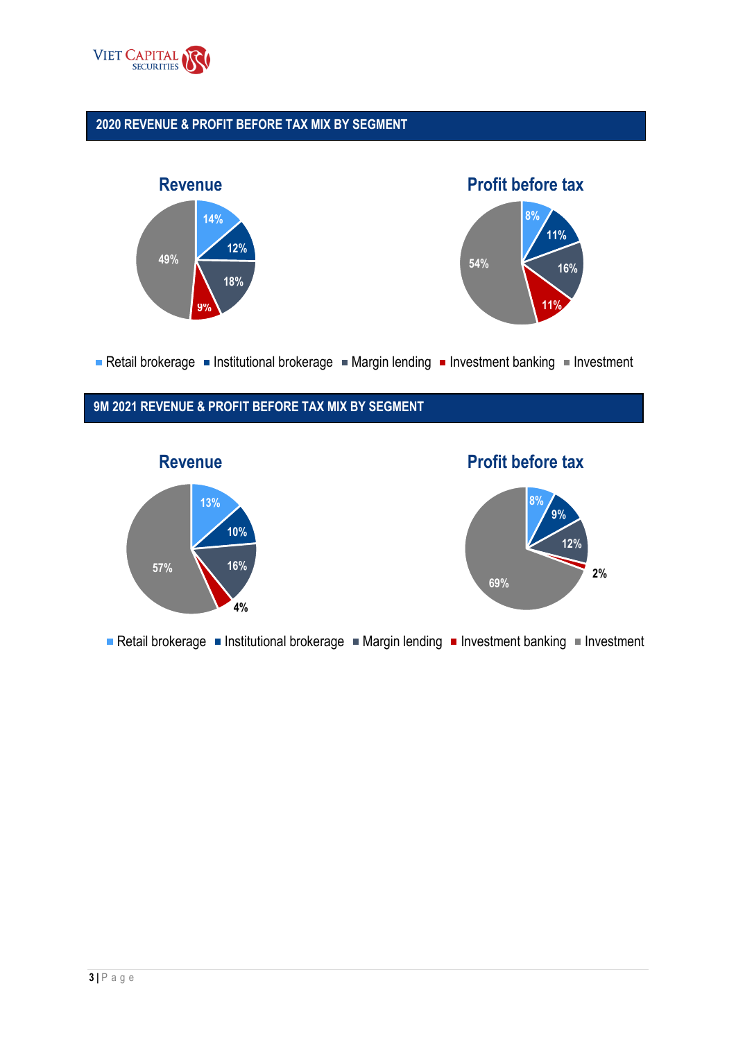## 2020 REVENUE & PROFIT BEFORE TAX MIX BY SEGMENT

Revenue

14%
12%
18%
9%
49%

Profit before tax

8%
11%
16%
11%
54%

Retail brokerage | Institutional brokerage | Margin lending | Investment banking | Investment

## 9M 2021 REVENUE & PROFIT BEFORE TAX MIX BY SEGMENT

Revenue

13%
10%
16%
4%
57%

Profit before tax

8%
9%
12%
2%
69%

Retail brokerage | Institutional brokerage | Margin lending | Investment banking | Investment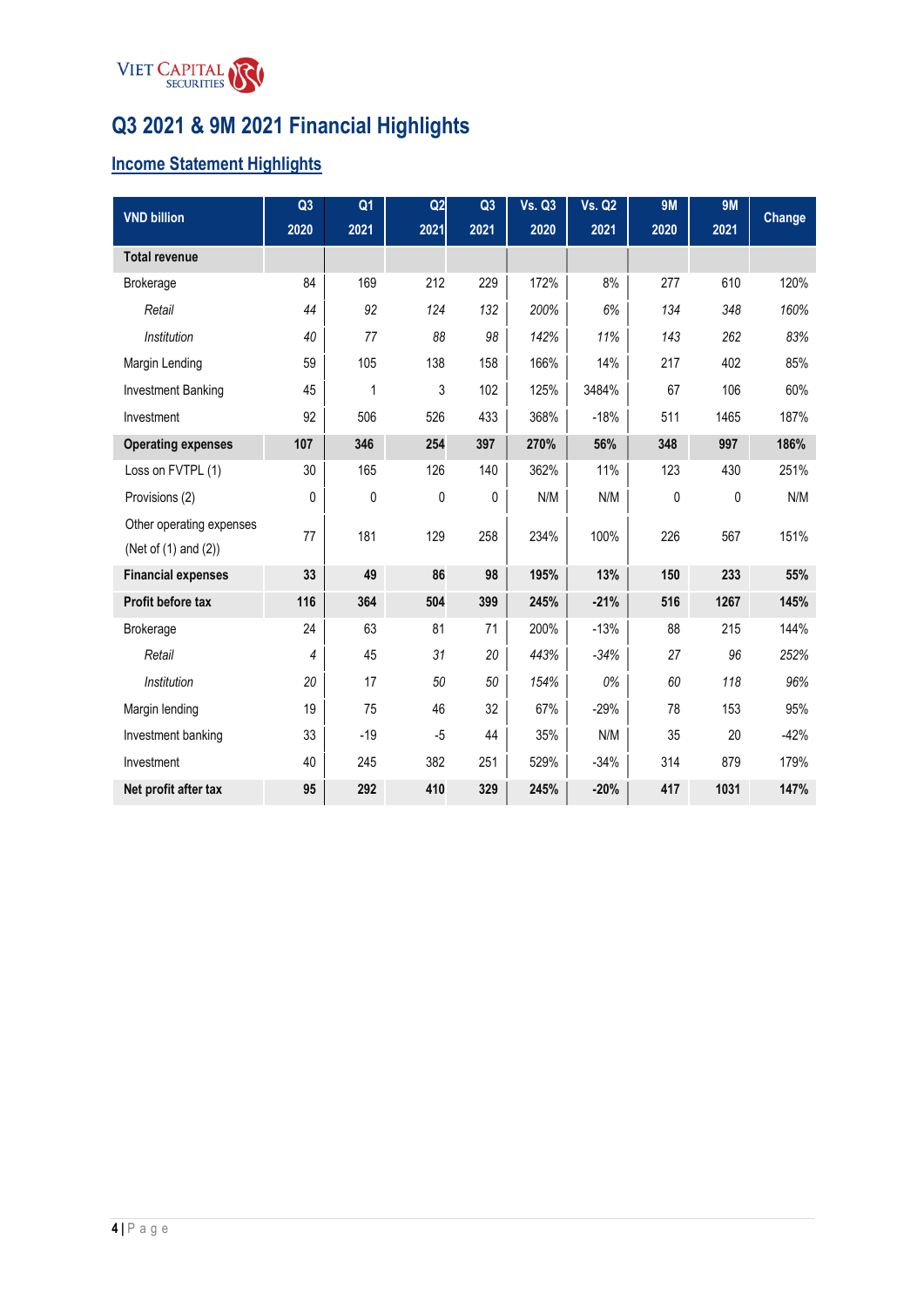# Q3 2021 & 9M 2021 Financial Highlights

## Income Statement Highlights

| VND billion | Q3 2020 | Q1 2021 | Q2 2021 | Q3 2021 | Vs. Q3 2020 | Vs. Q2 2021 | 9M 2020 | 9M 2021 | Change |
|---|---|---|---|---|---|---|---|---|---|
| **Total revenue** | | | | | | | | | |
| Brokerage | 84 | 169 | 212 | 229 | 172% | 8% | 277 | 610 | 120% |
| *Retail* | *44* | *92* | *124* | *132* | *200%* | *6%* | *134* | *348* | *160%* |
| *Institution* | *40* | *77* | *88* | *98* | *142%* | *11%* | *143* | *262* | *83%* |
| Margin Lending | 59 | 105 | 138 | 158 | 166% | 14% | 217 | 402 | 85% |
| Investment Banking | 45 | 1 | 3 | 102 | 125% | 3484% | 67 | 106 | 60% |
| Investment | 92 | 506 | 526 | 433 | 368% | -18% | 511 | 1465 | 187% |
| **Operating expenses** | **107** | **346** | **254** | **397** | **270%** | **56%** | **348** | **997** | **186%** |
| Loss on FVTPL (1) | 30 | 165 | 126 | 140 | 362% | 11% | 123 | 430 | 251% |
| Provisions (2) | 0 | 0 | 0 | 0 | N/M | N/M | 0 | 0 | N/M |
| Other operating expenses (Net of (1) and (2)) | 77 | 181 | 129 | 258 | 234% | 100% | 226 | 567 | 151% |
| **Financial expenses** | **33** | **49** | **86** | **98** | **195%** | **13%** | **150** | **233** | **55%** |
| **Profit before tax** | **116** | **364** | **504** | **399** | **245%** | **-21%** | **516** | **1267** | **145%** |
| Brokerage | 24 | 63 | 81 | 71 | 200% | -13% | 88 | 215 | 144% |
| *Retail* | *4* | 45 | *31* | *20* | *443%* | *-34%* | *27* | *96* | *252%* |
| *Institution* | *20* | 17 | *50* | *50* | *154%* | *0%* | *60* | *118* | *96%* |
| Margin lending | 19 | 75 | 46 | 32 | 67% | -29% | 78 | 153 | 95% |
| Investment banking | 33 | -19 | -5 | 44 | 35% | N/M | 35 | 20 | -42% |
| Investment | 40 | 245 | 382 | 251 | 529% | -34% | 314 | 879 | 179% |
| **Net profit after tax** | **95** | **292** | **410** | **329** | **245%** | **-20%** | **417** | **1031** | **147%** |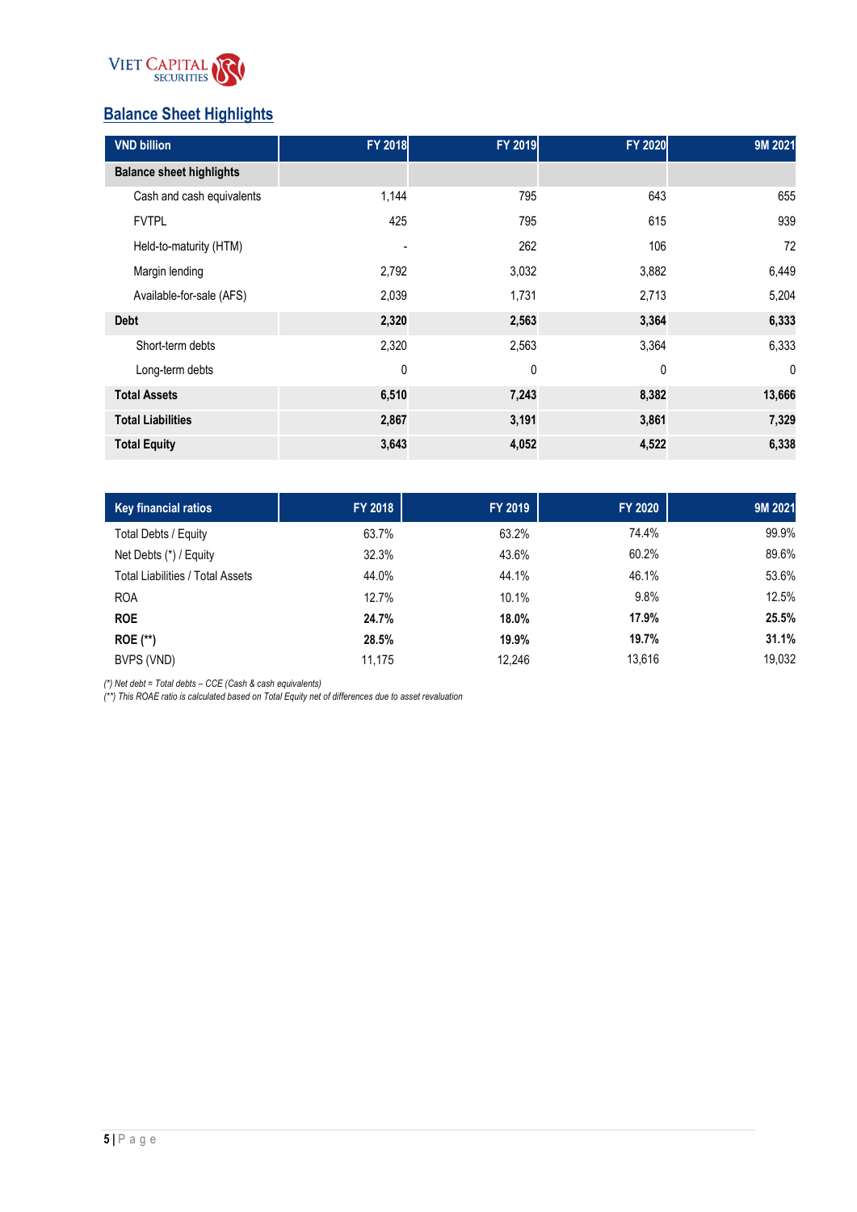## Balance Sheet Highlights

| VND billion | FY 2018 | FY 2019 | FY 2020 | 9M 2021 |
|---|---|---|---|---|
| **Balance sheet highlights** | | | | |
| Cash and cash equivalents | 1,144 | 795 | 643 | 655 |
| FVTPL | 425 | 795 | 615 | 939 |
| Held-to-maturity (HTM) | - | 262 | 106 | 72 |
| Margin lending | 2,792 | 3,032 | 3,882 | 6,449 |
| Available-for-sale (AFS) | 2,039 | 1,731 | 2,713 | 5,204 |
| **Debt** | **2,320** | **2,563** | **3,364** | **6,333** |
| Short-term debts | 2,320 | 2,563 | 3,364 | 6,333 |
| Long-term debts | 0 | 0 | 0 | 0 |
| **Total Assets** | **6,510** | **7,243** | **8,382** | **13,666** |
| **Total Liabilities** | **2,867** | **3,191** | **3,861** | **7,329** |
| **Total Equity** | **3,643** | **4,052** | **4,522** | **6,338** |

| Key financial ratios | FY 2018 | FY 2019 | FY 2020 | 9M 2021 |
|---|---|---|---|---|
| Total Debts / Equity | 63.7% | 63.2% | 74.4% | 99.9% |
| Net Debts (*) / Equity | 32.3% | 43.6% | 60.2% | 89.6% |
| Total Liabilities / Total Assets | 44.0% | 44.1% | 46.1% | 53.6% |
| ROA | 12.7% | 10.1% | 9.8% | 12.5% |
| **ROE** | **24.7%** | **18.0%** | **17.9%** | **25.5%** |
| **ROE (**)** | **28.5%** | **19.9%** | **19.7%** | **31.1%** |
| BVPS (VND) | 11,175 | 12,246 | 13,616 | 19,032 |

*(\*) Net debt = Total debts – CCE (Cash & cash equivalents)*

*(\*\*) This ROAE ratio is calculated based on Total Equity net of differences due to asset revaluation*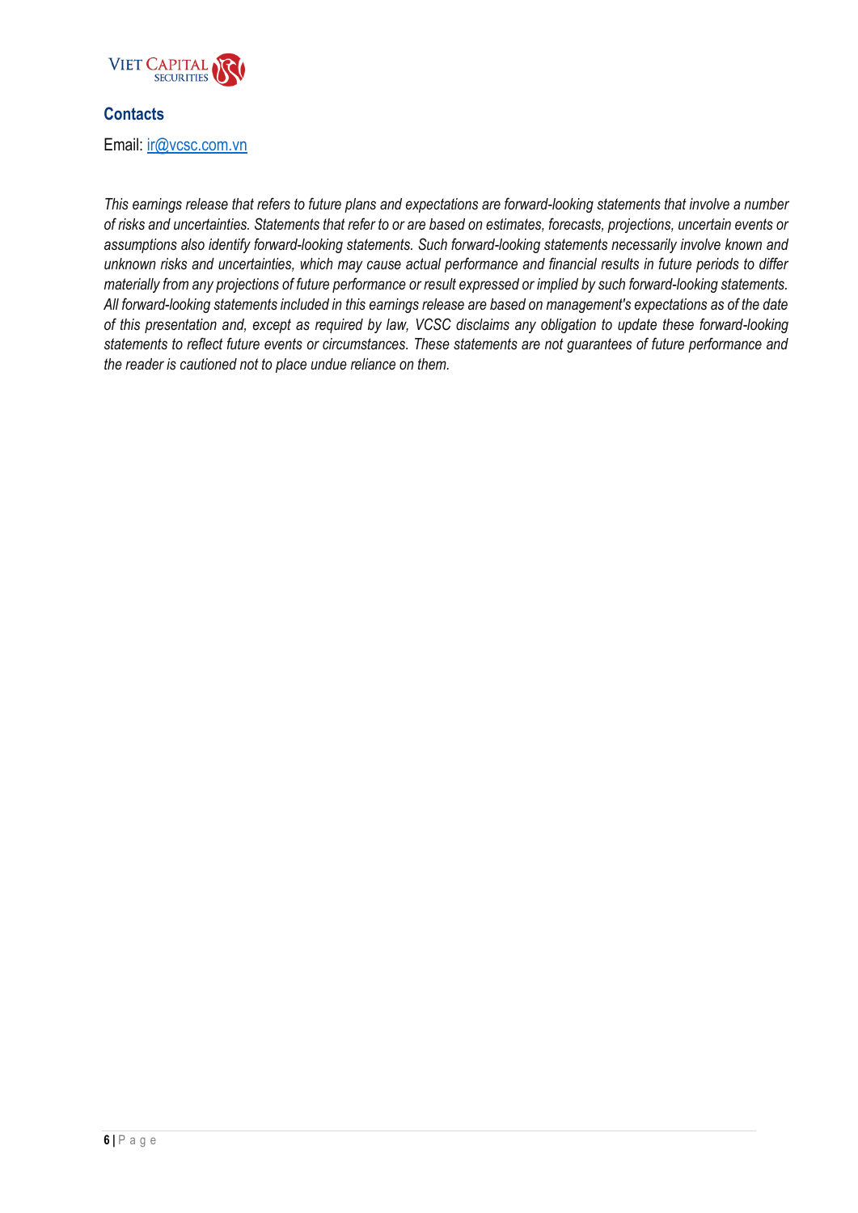### Contacts

Email: ir@vcsc.com.vn

*This earnings release that refers to future plans and expectations are forward-looking statements that involve a number of risks and uncertainties. Statements that refer to or are based on estimates, forecasts, projections, uncertain events or assumptions also identify forward-looking statements. Such forward-looking statements necessarily involve known and unknown risks and uncertainties, which may cause actual performance and financial results in future periods to differ materially from any projections of future performance or result expressed or implied by such forward-looking statements. All forward-looking statements included in this earnings release are based on management's expectations as of the date of this presentation and, except as required by law, VCSC disclaims any obligation to update these forward-looking statements to reflect future events or circumstances. These statements are not guarantees of future performance and the reader is cautioned not to place undue reliance on them.*